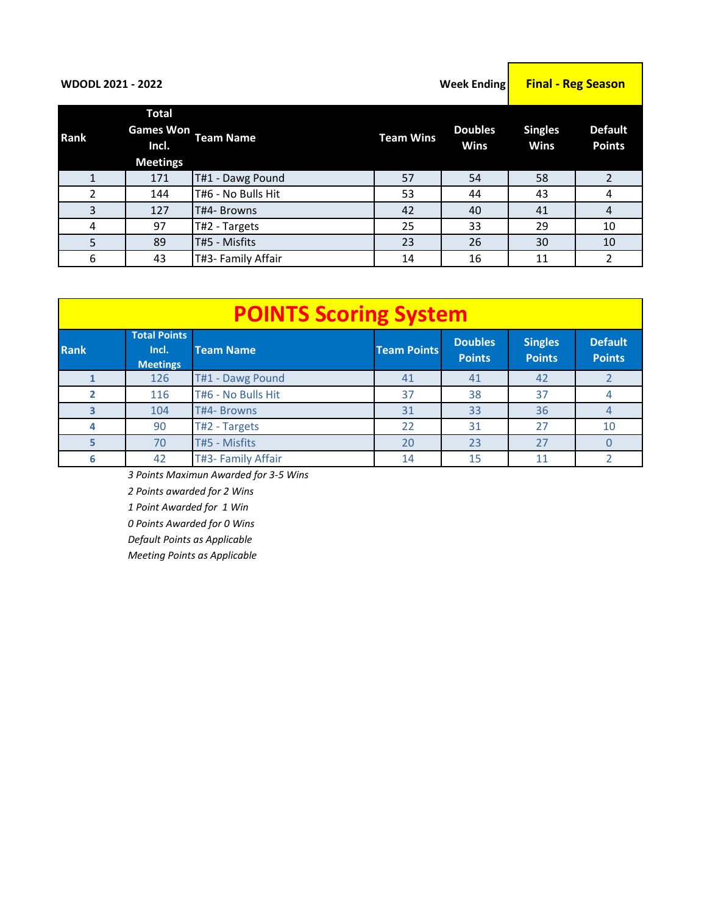**WDODL 2021 - 2022** **Week Ending** **Final - Reg Season**

| Rank | Total Games Won Incl. Meetings | Team Name | Team Wins | Doubles Wins | Singles Wins | Default Points |
|---|---|---|---|---|---|---|
| 1 | 171 | T#1 - Dawg Pound | 57 | 54 | 58 | 2 |
| 2 | 144 | T#6 - No Bulls Hit | 53 | 44 | 43 | 4 |
| 3 | 127 | T#4- Browns | 42 | 40 | 41 | 4 |
| 4 | 97 | T#2 - Targets | 25 | 33 | 29 | 10 |
| 5 | 89 | T#5 - Misfits | 23 | 26 | 30 | 10 |
| 6 | 43 | T#3- Family Affair | 14 | 16 | 11 | 2 |

## POINTS Scoring System

| Rank | Total Points Incl. Meetings | Team Name | Team Points | Doubles Points | Singles Points | Default Points |
|---|---|---|---|---|---|---|
| 1 | 126 | T#1 - Dawg Pound | 41 | 41 | 42 | 2 |
| 2 | 116 | T#6 - No Bulls Hit | 37 | 38 | 37 | 4 |
| 3 | 104 | T#4- Browns | 31 | 33 | 36 | 4 |
| 4 | 90 | T#2 - Targets | 22 | 31 | 27 | 10 |
| 5 | 70 | T#5 - Misfits | 20 | 23 | 27 | 0 |
| 6 | 42 | T#3- Family Affair | 14 | 15 | 11 | 2 |

*3 Points Maximun Awarded for 3-5 Wins*

*2 Points awarded for 2 Wins*

*1 Point Awarded for 1 Win*

*0 Points Awarded for 0 Wins*

*Default Points as Applicable*

*Meeting Points as Applicable*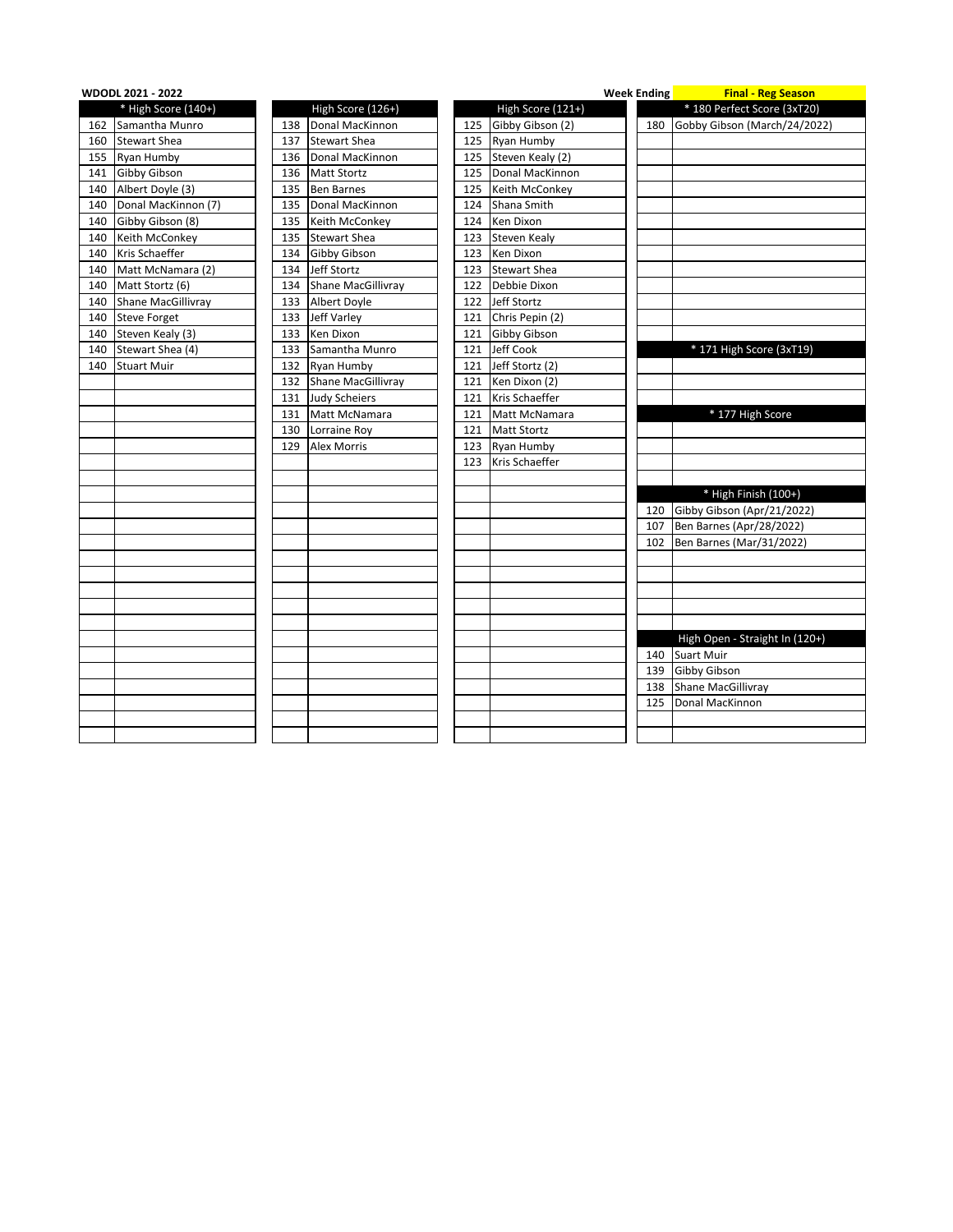**WDODL 2021 - 2022** | **Week Ending** | **Final - Reg Season**

| * High Score (140+) | |
|---|---|
| 162 | Samantha Munro |
| 160 | Stewart Shea |
| 155 | Ryan Humby |
| 141 | Gibby Gibson |
| 140 | Albert Doyle (3) |
| 140 | Donal MacKinnon (7) |
| 140 | Gibby Gibson (8) |
| 140 | Keith McConkey |
| 140 | Kris Schaeffer |
| 140 | Matt McNamara (2) |
| 140 | Matt Stortz (6) |
| 140 | Shane MacGillivray |
| 140 | Steve Forget |
| 140 | Steven Kealy (3) |
| 140 | Stewart Shea (4) |
| 140 | Stuart Muir |

| High Score (126+) | |
|---|---|
| 138 | Donal MacKinnon |
| 137 | Stewart Shea |
| 136 | Donal MacKinnon |
| 136 | Matt Stortz |
| 135 | Ben Barnes |
| 135 | Donal MacKinnon |
| 135 | Keith McConkey |
| 135 | Stewart Shea |
| 134 | Gibby Gibson |
| 134 | Jeff Stortz |
| 134 | Shane MacGillivray |
| 133 | Albert Doyle |
| 133 | Jeff Varley |
| 133 | Ken Dixon |
| 133 | Samantha Munro |
| 132 | Ryan Humby |
| 132 | Shane MacGillivray |
| 131 | Judy Scheiers |
| 131 | Matt McNamara |
| 130 | Lorraine Roy |
| 129 | Alex Morris |

| High Score (121+) | |
|---|---|
| 125 | Gibby Gibson (2) |
| 125 | Ryan Humby |
| 125 | Steven Kealy (2) |
| 125 | Donal MacKinnon |
| 125 | Keith McConkey |
| 124 | Shana Smith |
| 124 | Ken Dixon |
| 123 | Steven Kealy |
| 123 | Ken Dixon |
| 123 | Stewart Shea |
| 122 | Debbie Dixon |
| 122 | Jeff Stortz |
| 121 | Chris Pepin (2) |
| 121 | Gibby Gibson |
| 121 | Jeff Cook |
| 121 | Jeff Stortz (2) |
| 121 | Ken Dixon (2) |
| 121 | Kris Schaeffer |
| 121 | Matt McNamara |
| 121 | Matt Stortz |
| 123 | Ryan Humby |
| 123 | Kris Schaeffer |

| * 180 Perfect Score (3xT20) | |
|---|---|
| 180 | Gobby Gibson (March/24/2022) |

| * 171 High Score (3xT19) | |
|---|---|
| | |

| * 177 High Score | |
|---|---|
| | |

| * High Finish (100+) | |
|---|---|
| 120 | Gibby Gibson (Apr/21/2022) |
| 107 | Ben Barnes (Apr/28/2022) |
| 102 | Ben Barnes (Mar/31/2022) |

| High Open - Straight In (120+) | |
|---|---|
| 140 | Suart Muir |
| 139 | Gibby Gibson |
| 138 | Shane MacGillivray |
| 125 | Donal MacKinnon |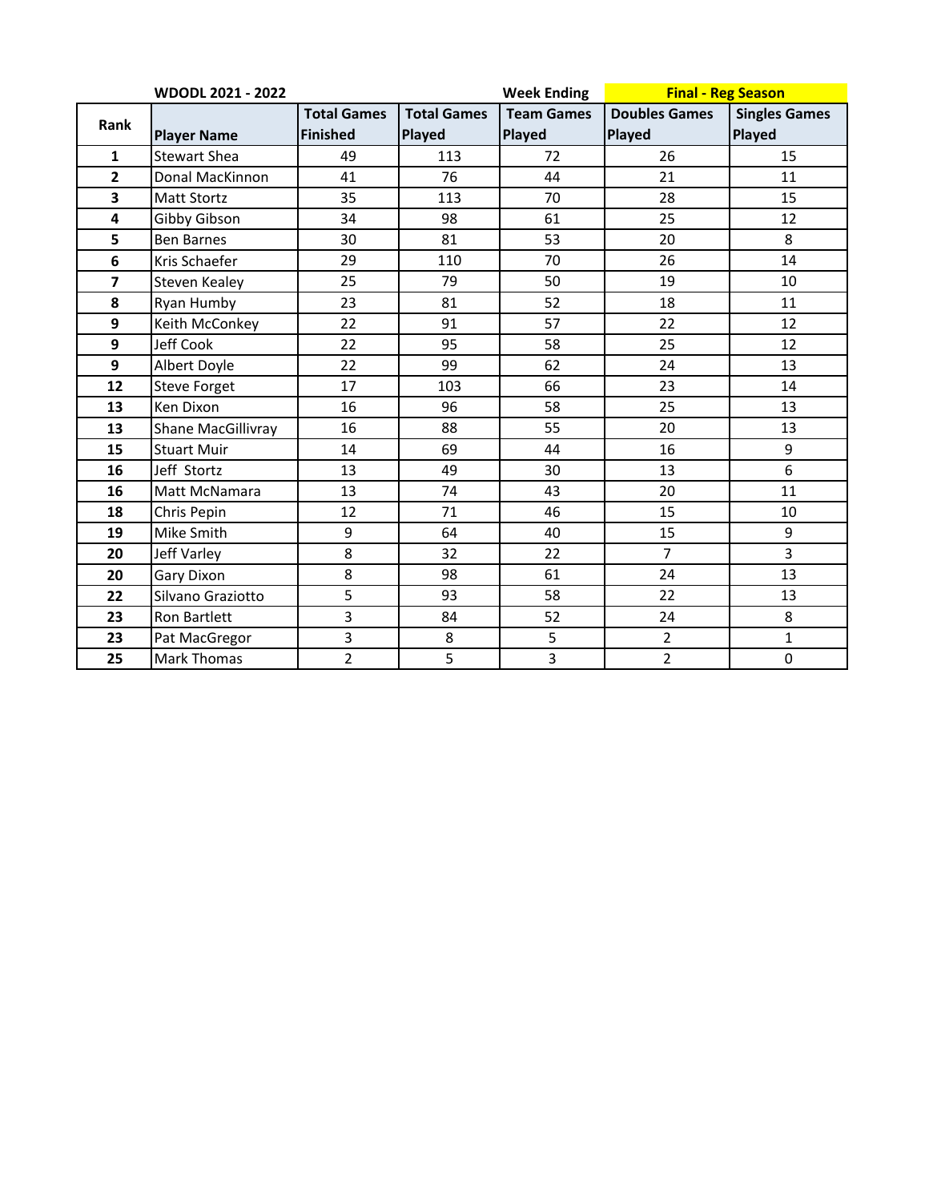| WDODL 2021 - 2022 | | | | Week Ending | Final - Reg Season | |
|---|---|---|---|---|---|---|
| **Rank** | **Player Name** | **Total Games Finished** | **Total Games Played** | **Team Games Played** | **Doubles Games Played** | **Singles Games Played** |
| **1** | Stewart Shea | 49 | 113 | 72 | 26 | 15 |
| **2** | Donal MacKinnon | 41 | 76 | 44 | 21 | 11 |
| **3** | Matt Stortz | 35 | 113 | 70 | 28 | 15 |
| **4** | Gibby Gibson | 34 | 98 | 61 | 25 | 12 |
| **5** | Ben Barnes | 30 | 81 | 53 | 20 | 8 |
| **6** | Kris Schaefer | 29 | 110 | 70 | 26 | 14 |
| **7** | Steven Kealey | 25 | 79 | 50 | 19 | 10 |
| **8** | Ryan Humby | 23 | 81 | 52 | 18 | 11 |
| **9** | Keith McConkey | 22 | 91 | 57 | 22 | 12 |
| **9** | Jeff Cook | 22 | 95 | 58 | 25 | 12 |
| **9** | Albert Doyle | 22 | 99 | 62 | 24 | 13 |
| **12** | Steve Forget | 17 | 103 | 66 | 23 | 14 |
| **13** | Ken Dixon | 16 | 96 | 58 | 25 | 13 |
| **13** | Shane MacGillivray | 16 | 88 | 55 | 20 | 13 |
| **15** | Stuart Muir | 14 | 69 | 44 | 16 | 9 |
| **16** | Jeff Stortz | 13 | 49 | 30 | 13 | 6 |
| **16** | Matt McNamara | 13 | 74 | 43 | 20 | 11 |
| **18** | Chris Pepin | 12 | 71 | 46 | 15 | 10 |
| **19** | Mike Smith | 9 | 64 | 40 | 15 | 9 |
| **20** | Jeff Varley | 8 | 32 | 22 | 7 | 3 |
| **20** | Gary Dixon | 8 | 98 | 61 | 24 | 13 |
| **22** | Silvano Graziotto | 5 | 93 | 58 | 22 | 13 |
| **23** | Ron Bartlett | 3 | 84 | 52 | 24 | 8 |
| **23** | Pat MacGregor | 3 | 8 | 5 | 2 | 1 |
| **25** | Mark Thomas | 2 | 5 | 3 | 2 | 0 |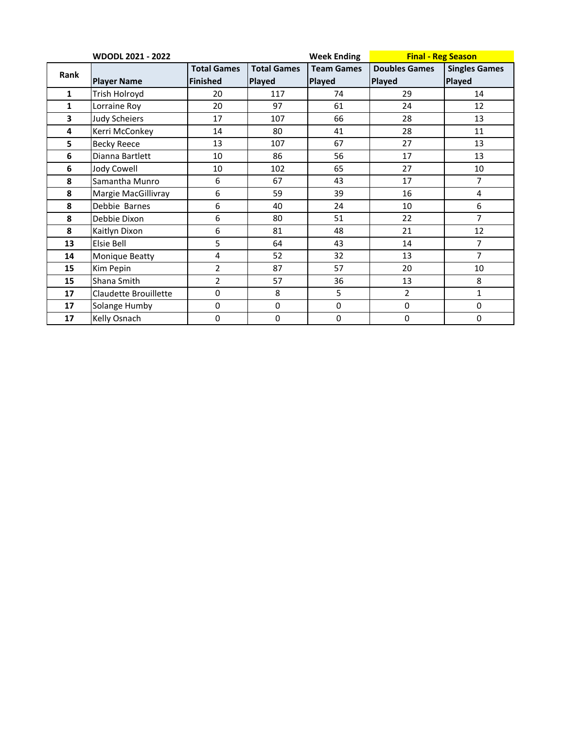| WDODL 2021 - 2022 | | | | Week Ending | Final - Reg Season | |
|---|---|---|---|---|---|---|
| Rank | Player Name | Total Games Finished | Total Games Played | Team Games Played | Doubles Games Played | Singles Games Played |
| 1 | Trish Holroyd | 20 | 117 | 74 | 29 | 14 |
| 1 | Lorraine Roy | 20 | 97 | 61 | 24 | 12 |
| 3 | Judy Scheiers | 17 | 107 | 66 | 28 | 13 |
| 4 | Kerri McConkey | 14 | 80 | 41 | 28 | 11 |
| 5 | Becky Reece | 13 | 107 | 67 | 27 | 13 |
| 6 | Dianna Bartlett | 10 | 86 | 56 | 17 | 13 |
| 6 | Jody Cowell | 10 | 102 | 65 | 27 | 10 |
| 8 | Samantha Munro | 6 | 67 | 43 | 17 | 7 |
| 8 | Margie MacGillivray | 6 | 59 | 39 | 16 | 4 |
| 8 | Debbie Barnes | 6 | 40 | 24 | 10 | 6 |
| 8 | Debbie Dixon | 6 | 80 | 51 | 22 | 7 |
| 8 | Kaitlyn Dixon | 6 | 81 | 48 | 21 | 12 |
| 13 | Elsie Bell | 5 | 64 | 43 | 14 | 7 |
| 14 | Monique Beatty | 4 | 52 | 32 | 13 | 7 |
| 15 | Kim Pepin | 2 | 87 | 57 | 20 | 10 |
| 15 | Shana Smith | 2 | 57 | 36 | 13 | 8 |
| 17 | Claudette Brouillette | 0 | 8 | 5 | 2 | 1 |
| 17 | Solange Humby | 0 | 0 | 0 | 0 | 0 |
| 17 | Kelly Osnach | 0 | 0 | 0 | 0 | 0 |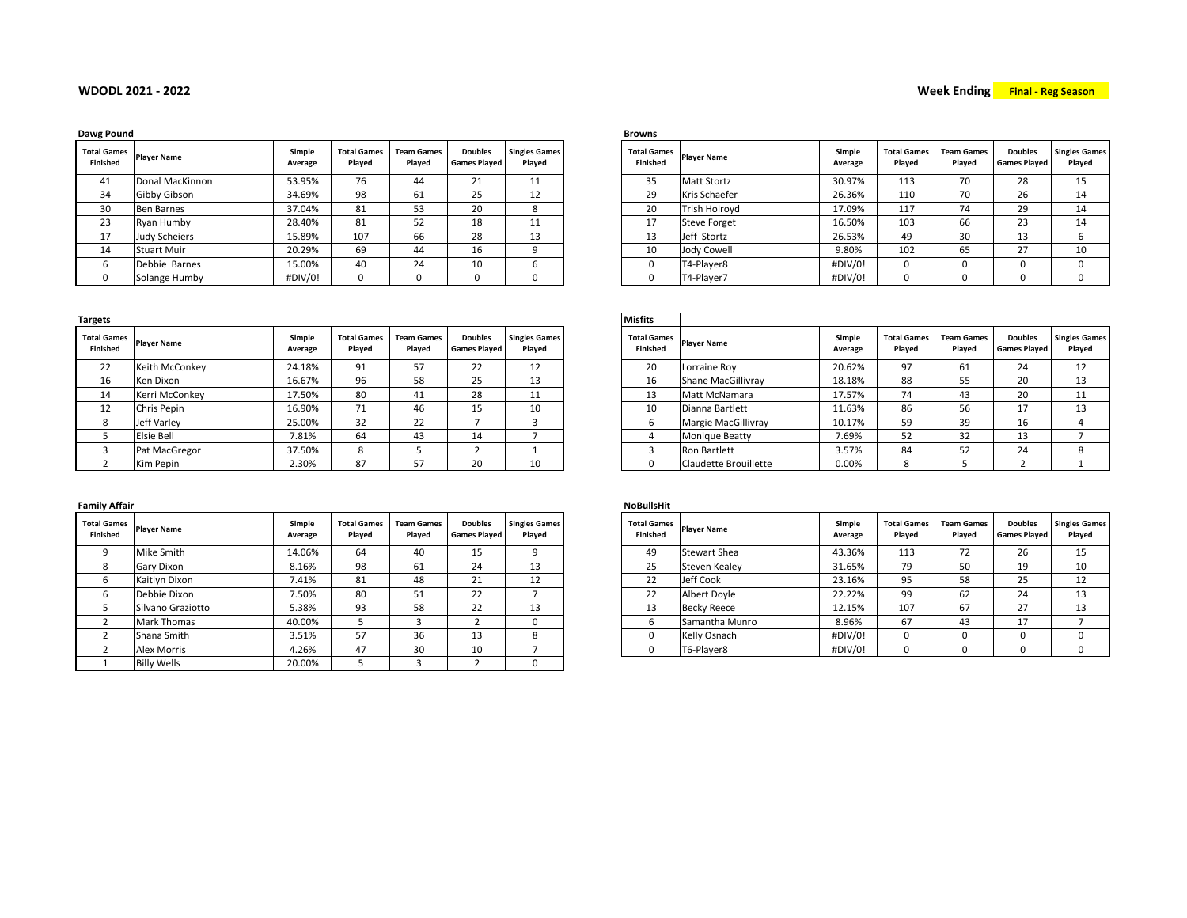**WDODL 2021 - 2022**

**Week Ending** **Final - Reg Season**

**Dawg Pound**

| Total Games Finished | Player Name | Simple Average | Total Games Played | Team Games Played | Doubles Games Played | Singles Games Played |
|---|---|---|---|---|---|---|
| 41 | Donal MacKinnon | 53.95% | 76 | 44 | 21 | 11 |
| 34 | Gibby Gibson | 34.69% | 98 | 61 | 25 | 12 |
| 30 | Ben Barnes | 37.04% | 81 | 53 | 20 | 8 |
| 23 | Ryan Humby | 28.40% | 81 | 52 | 18 | 11 |
| 17 | Judy Scheiers | 15.89% | 107 | 66 | 28 | 13 |
| 14 | Stuart Muir | 20.29% | 69 | 44 | 16 | 9 |
| 6 | Debbie Barnes | 15.00% | 40 | 24 | 10 | 6 |
| 0 | Solange Humby | #DIV/0! | 0 | 0 | 0 | 0 |

**Browns**

| Total Games Finished | Player Name | Simple Average | Total Games Played | Team Games Played | Doubles Games Played | Singles Games Played |
|---|---|---|---|---|---|---|
| 35 | Matt Stortz | 30.97% | 113 | 70 | 28 | 15 |
| 29 | Kris Schaefer | 26.36% | 110 | 70 | 26 | 14 |
| 20 | Trish Holroyd | 17.09% | 117 | 74 | 29 | 14 |
| 17 | Steve Forget | 16.50% | 103 | 66 | 23 | 14 |
| 13 | Jeff Stortz | 26.53% | 49 | 30 | 13 | 6 |
| 10 | Jody Cowell | 9.80% | 102 | 65 | 27 | 10 |
| 0 | T4-Player8 | #DIV/0! | 0 | 0 | 0 | 0 |
| 0 | T4-Player7 | #DIV/0! | 0 | 0 | 0 | 0 |

**Targets**

| Total Games Finished | Player Name | Simple Average | Total Games Played | Team Games Played | Doubles Games Played | Singles Games Played |
|---|---|---|---|---|---|---|
| 22 | Keith McConkey | 24.18% | 91 | 57 | 22 | 12 |
| 16 | Ken Dixon | 16.67% | 96 | 58 | 25 | 13 |
| 14 | Kerri McConkey | 17.50% | 80 | 41 | 28 | 11 |
| 12 | Chris Pepin | 16.90% | 71 | 46 | 15 | 10 |
| 8 | Jeff Varley | 25.00% | 32 | 22 | 7 | 3 |
| 5 | Elsie Bell | 7.81% | 64 | 43 | 14 | 7 |
| 3 | Pat MacGregor | 37.50% | 8 | 5 | 2 | 1 |
| 2 | Kim Pepin | 2.30% | 87 | 57 | 20 | 10 |

**Misfits**

| Total Games Finished | Player Name | Simple Average | Total Games Played | Team Games Played | Doubles Games Played | Singles Games Played |
|---|---|---|---|---|---|---|
| 20 | Lorraine Roy | 20.62% | 97 | 61 | 24 | 12 |
| 16 | Shane MacGillivray | 18.18% | 88 | 55 | 20 | 13 |
| 13 | Matt McNamara | 17.57% | 74 | 43 | 20 | 11 |
| 10 | Dianna Bartlett | 11.63% | 86 | 56 | 17 | 13 |
| 6 | Margie MacGillivray | 10.17% | 59 | 39 | 16 | 4 |
| 4 | Monique Beatty | 7.69% | 52 | 32 | 13 | 7 |
| 3 | Ron Bartlett | 3.57% | 84 | 52 | 24 | 8 |
| 0 | Claudette Brouillette | 0.00% | 8 | 5 | 2 | 1 |

**Family Affair**

| Total Games Finished | Player Name | Simple Average | Total Games Played | Team Games Played | Doubles Games Played | Singles Games Played |
|---|---|---|---|---|---|---|
| 9 | Mike Smith | 14.06% | 64 | 40 | 15 | 9 |
| 8 | Gary Dixon | 8.16% | 98 | 61 | 24 | 13 |
| 6 | Kaitlyn Dixon | 7.41% | 81 | 48 | 21 | 12 |
| 6 | Debbie Dixon | 7.50% | 80 | 51 | 22 | 7 |
| 5 | Silvano Graziotto | 5.38% | 93 | 58 | 22 | 13 |
| 2 | Mark Thomas | 40.00% | 5 | 3 | 2 | 0 |
| 2 | Shana Smith | 3.51% | 57 | 36 | 13 | 8 |
| 2 | Alex Morris | 4.26% | 47 | 30 | 10 | 7 |
| 1 | Billy Wells | 20.00% | 5 | 3 | 2 | 0 |

**NoBullsHit**

| Total Games Finished | Player Name | Simple Average | Total Games Played | Team Games Played | Doubles Games Played | Singles Games Played |
|---|---|---|---|---|---|---|
| 49 | Stewart Shea | 43.36% | 113 | 72 | 26 | 15 |
| 25 | Steven Kealey | 31.65% | 79 | 50 | 19 | 10 |
| 22 | Jeff Cook | 23.16% | 95 | 58 | 25 | 12 |
| 22 | Albert Doyle | 22.22% | 99 | 62 | 24 | 13 |
| 13 | Becky Reece | 12.15% | 107 | 67 | 27 | 13 |
| 6 | Samantha Munro | 8.96% | 67 | 43 | 17 | 7 |
| 0 | Kelly Osnach | #DIV/0! | 0 | 0 | 0 | 0 |
| 0 | T6-Player8 | #DIV/0! | 0 | 0 | 0 | 0 |